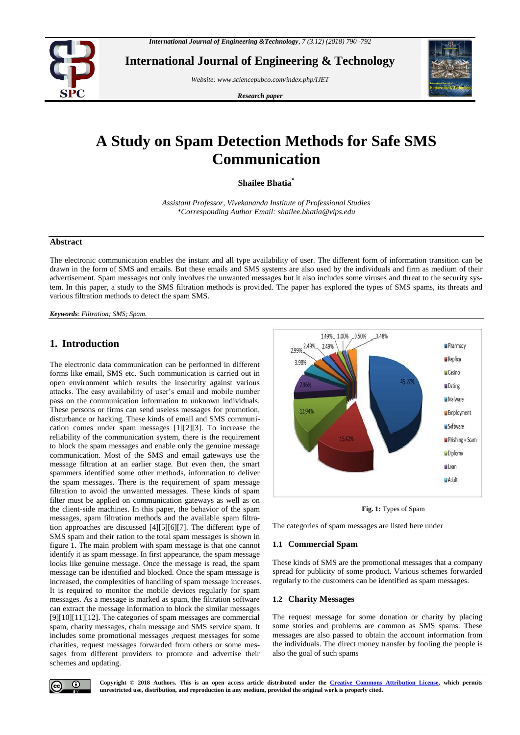# A Study on Spam Detection Methods for Safe SMS Communication

**Shailee Bhatia***

*Assistant Professor, Vivekananda Institute of Professional Studies*
*\*Corresponding Author Email: shailee.bhatia@vips.edu*

## Abstract

The electronic communication enables the instant and all type availability of user. The different form of information transition can be drawn in the form of SMS and emails. But these emails and SMS systems are also used by the individuals and firm as medium of their advertisement. Spam messages not only involves the unwanted messages but it also includes some viruses and threat to the security system. In this paper, a study to the SMS filtration methods is provided. The paper has explored the types of SMS spams, its threats and various filtration methods to detect the spam SMS.

***Keywords***: *Filtration; SMS; Spam.*

## 1. Introduction

The electronic data communication can be performed in different forms like email, SMS etc. Such communication is carried out in open environment which results the insecurity against various attacks. The easy availability of user's email and mobile number pass on the communication information to unknown individuals. These persons or firms can send useless messages for promotion, disturbance or hacking. These kinds of email and SMS communication comes under spam messages [1][2][3]. To increase the reliability of the communication system, there is the requirement to block the spam messages and enable only the genuine message communication. Most of the SMS and email gateways use the message filtration at an earlier stage. But even then, the smart spammers identified some other methods, information to deliver the spam messages. There is the requirement of spam message filtration to avoid the unwanted messages. These kinds of spam filter must be applied on communication gateways as well as on the client-side machines. In this paper, the behavior of the spam messages, spam filtration methods and the available spam filtration approaches are discussed [4][5][6][7]. The different type of SMS spam and their ration to the total spam messages is shown in figure 1. The main problem with spam message is that one cannot identify it as spam message. In first appearance, the spam message looks like genuine message. Once the message is read, the spam message can be identified and blocked. Once the spam message is increased, the complexities of handling of spam message increases. It is required to monitor the mobile devices regularly for spam messages. As a message is marked as spam, the filtration software can extract the message information to block the similar messages [9][10][11][12]. The categories of spam messages are commercial spam, charity messages, chain message and SMS service spam. It includes some promotional messages ,request messages for some charities, request messages forwarded from others or some messages from different providers to promote and advertise their schemes and updating.

1.49% 1.00% 0.50% 3.48%
2.99% 2.49% 2.49%
3.98%
7.96%
12.94%
15.42%
45.27%

Pharmacy
Replica
Casino
Dating
Malware
Employment
Software
Phishing + Scam
Diploma
Loan
Adult

**Fig. 1:** Types of Spam

The categories of spam messages are listed here under

### 1.1 Commercial Spam

These kinds of SMS are the promotional messages that a company spread for publicity of some product. Various schemes forwarded regularly to the customers can be identified as spam messages.

### 1.2 Charity Messages

The request message for some donation or charity by placing some stories and problems are common as SMS spams. These messages are also passed to obtain the account information from the individuals. The direct money transfer by fooling the people is also the goal of such spams

**Copyright © 2018 Authors. This is an open access article distributed under the Creative Commons Attribution License, which permits unrestricted use, distribution, and reproduction in any medium, provided the original work is properly cited.**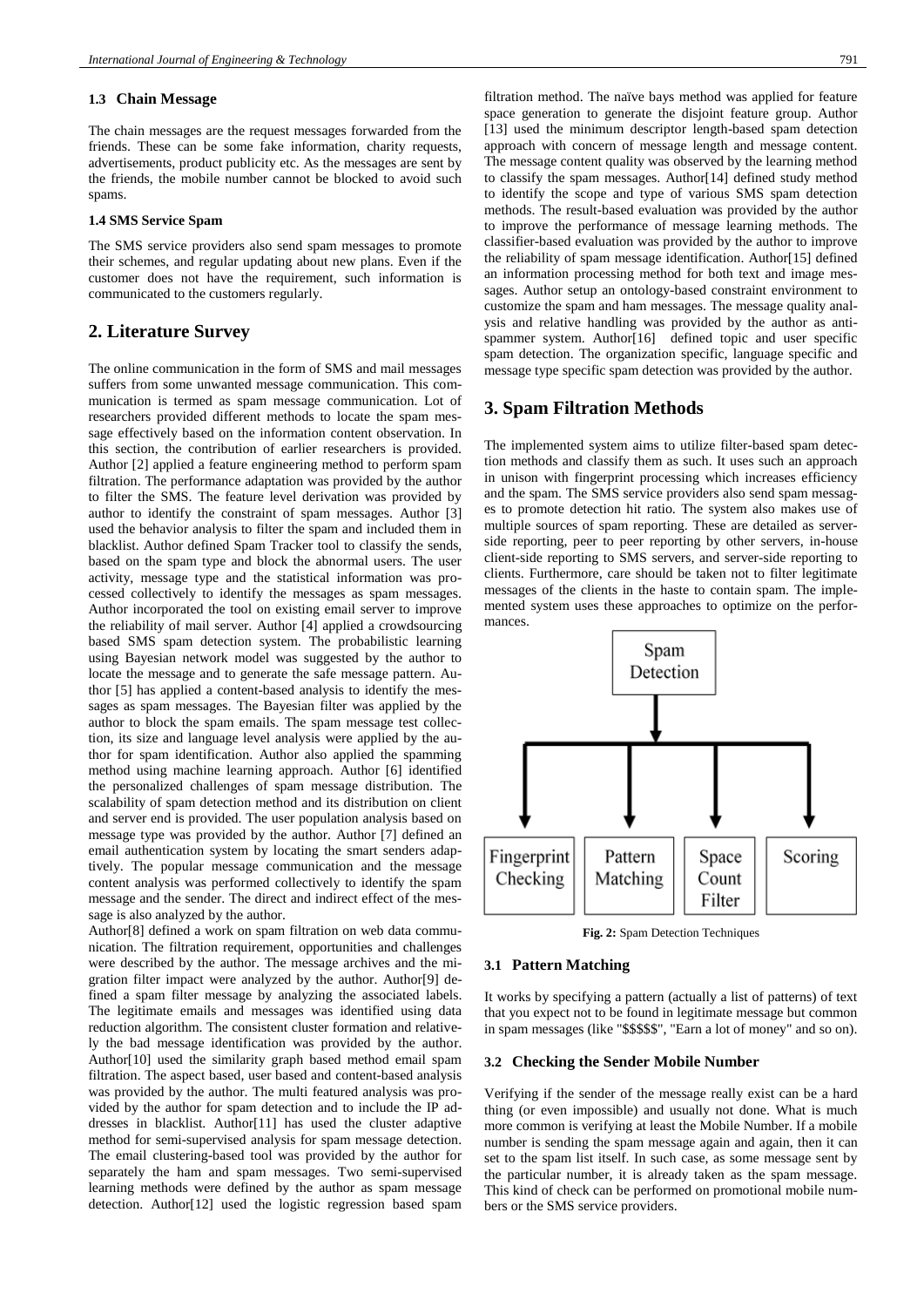### 1.3 Chain Message

The chain messages are the request messages forwarded from the friends. These can be some fake information, charity requests, advertisements, product publicity etc. As the messages are sent by the friends, the mobile number cannot be blocked to avoid such spams.

### 1.4 SMS Service Spam

The SMS service providers also send spam messages to promote their schemes, and regular updating about new plans. Even if the customer does not have the requirement, such information is communicated to the customers regularly.

## 2. Literature Survey

The online communication in the form of SMS and mail messages suffers from some unwanted message communication. This communication is termed as spam message communication. Lot of researchers provided different methods to locate the spam message effectively based on the information content observation. In this section, the contribution of earlier researchers is provided. Author [2] applied a feature engineering method to perform spam filtration. The performance adaptation was provided by the author to filter the SMS. The feature level derivation was provided by author to identify the constraint of spam messages. Author [3] used the behavior analysis to filter the spam and included them in blacklist. Author defined Spam Tracker tool to classify the sends, based on the spam type and block the abnormal users. The user activity, message type and the statistical information was processed collectively to identify the messages as spam messages. Author incorporated the tool on existing email server to improve the reliability of mail server. Author [4] applied a crowdsourcing based SMS spam detection system. The probabilistic learning using Bayesian network model was suggested by the author to locate the message and to generate the safe message pattern. Author [5] has applied a content-based analysis to identify the messages as spam messages. The Bayesian filter was applied by the author to block the spam emails. The spam message test collection, its size and language level analysis were applied by the author for spam identification. Author also applied the spamming method using machine learning approach. Author [6] identified the personalized challenges of spam message distribution. The scalability of spam detection method and its distribution on client and server end is provided. The user population analysis based on message type was provided by the author. Author [7] defined an email authentication system by locating the smart senders adaptively. The popular message communication and the message content analysis was performed collectively to identify the spam message and the sender. The direct and indirect effect of the message is also analyzed by the author.

Author[8] defined a work on spam filtration on web data communication. The filtration requirement, opportunities and challenges were described by the author. The message archives and the migration filter impact were analyzed by the author. Author[9] defined a spam filter message by analyzing the associated labels. The legitimate emails and messages was identified using data reduction algorithm. The consistent cluster formation and relatively the bad message identification was provided by the author. Author[10] used the similarity graph based method email spam filtration. The aspect based, user based and content-based analysis was provided by the author. The multi featured analysis was provided by the author for spam detection and to include the IP addresses in blacklist. Author[11] has used the cluster adaptive method for semi-supervised analysis for spam message detection. The email clustering-based tool was provided by the author for separately the ham and spam messages. Two semi-supervised learning methods were defined by the author as spam message detection. Author[12] used the logistic regression based spam filtration method. The naïve bays method was applied for feature space generation to generate the disjoint feature group. Author [13] used the minimum descriptor length-based spam detection approach with concern of message length and message content. The message content quality was observed by the learning method to classify the spam messages. Author[14] defined study method to identify the scope and type of various SMS spam detection methods. The result-based evaluation was provided by the author to improve the performance of message learning methods. The classifier-based evaluation was provided by the author to improve the reliability of spam message identification. Author[15] defined an information processing method for both text and image messages. Author setup an ontology-based constraint environment to customize the spam and ham messages. The message quality analysis and relative handling was provided by the author as anti-spammer system. Author[16] defined topic and user specific spam detection. The organization specific, language specific and message type specific spam detection was provided by the author.

## 3. Spam Filtration Methods

The implemented system aims to utilize filter-based spam detection methods and classify them as such. It uses such an approach in unison with fingerprint processing which increases efficiency and the spam. The SMS service providers also send spam messages to promote detection hit ratio. The system also makes use of multiple sources of spam reporting. These are detailed as server-side reporting, peer to peer reporting by other servers, in-house client-side reporting to SMS servers, and server-side reporting to clients. Furthermore, care should be taken not to filter legitimate messages of the clients in the haste to contain spam. The implemented system uses these approaches to optimize on the performances.

Spam Detection → Fingerprint Checking | Pattern Matching | Space Count Filter | Scoring

**Fig. 2:** Spam Detection Techniques

### 3.1 Pattern Matching

It works by specifying a pattern (actually a list of patterns) of text that you expect not to be found in legitimate message but common in spam messages (like "$$$$$", "Earn a lot of money" and so on).

### 3.2 Checking the Sender Mobile Number

Verifying if the sender of the message really exist can be a hard thing (or even impossible) and usually not done. What is much more common is verifying at least the Mobile Number. If a mobile number is sending the spam message again and again, then it can set to the spam list itself. In such case, as some message sent by the particular number, it is already taken as the spam message. This kind of check can be performed on promotional mobile numbers or the SMS service providers.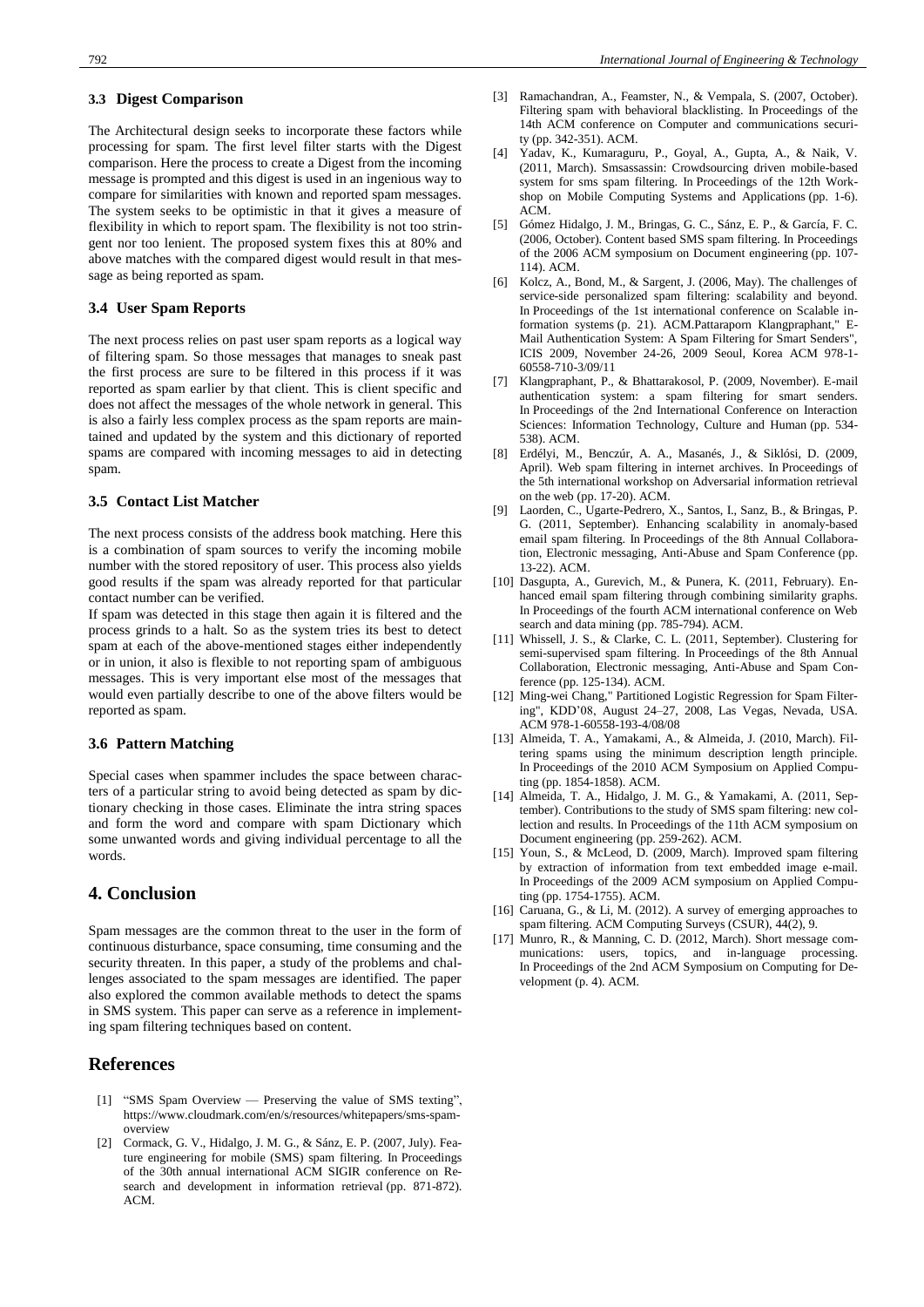### 3.3 Digest Comparison

The Architectural design seeks to incorporate these factors while processing for spam. The first level filter starts with the Digest comparison. Here the process to create a Digest from the incoming message is prompted and this digest is used in an ingenious way to compare for similarities with known and reported spam messages. The system seeks to be optimistic in that it gives a measure of flexibility in which to report spam. The flexibility is not too stringent nor too lenient. The proposed system fixes this at 80% and above matches with the compared digest would result in that message as being reported as spam.

### 3.4 User Spam Reports

The next process relies on past user spam reports as a logical way of filtering spam. So those messages that manages to sneak past the first process are sure to be filtered in this process if it was reported as spam earlier by that client. This is client specific and does not affect the messages of the whole network in general. This is also a fairly less complex process as the spam reports are maintained and updated by the system and this dictionary of reported spams are compared with incoming messages to aid in detecting spam.

### 3.5 Contact List Matcher

The next process consists of the address book matching. Here this is a combination of spam sources to verify the incoming mobile number with the stored repository of user. This process also yields good results if the spam was already reported for that particular contact number can be verified.

If spam was detected in this stage then again it is filtered and the process grinds to a halt. So as the system tries its best to detect spam at each of the above-mentioned stages either independently or in union, it also is flexible to not reporting spam of ambiguous messages. This is very important else most of the messages that would even partially describe to one of the above filters would be reported as spam.

### 3.6 Pattern Matching

Special cases when spammer includes the space between characters of a particular string to avoid being detected as spam by dictionary checking in those cases. Eliminate the intra string spaces and form the word and compare with spam Dictionary which some unwanted words and giving individual percentage to all the words.

## 4. Conclusion

Spam messages are the common threat to the user in the form of continuous disturbance, space consuming, time consuming and the security threaten. In this paper, a study of the problems and challenges associated to the spam messages are identified. The paper also explored the common available methods to detect the spams in SMS system. This paper can serve as a reference in implementing spam filtering techniques based on content.

## References

[1] "SMS Spam Overview — Preserving the value of SMS texting", https://www.cloudmark.com/en/s/resources/whitepapers/sms-spam-overview

[2] Cormack, G. V., Hidalgo, J. M. G., & Sánz, E. P. (2007, July). Feature engineering for mobile (SMS) spam filtering. In Proceedings of the 30th annual international ACM SIGIR conference on Research and development in information retrieval (pp. 871-872). ACM.

[3] Ramachandran, A., Feamster, N., & Vempala, S. (2007, October). Filtering spam with behavioral blacklisting. In Proceedings of the 14th ACM conference on Computer and communications security (pp. 342-351). ACM.

[4] Yadav, K., Kumaraguru, P., Goyal, A., Gupta, A., & Naik, V. (2011, March). Smsassassin: Crowdsourcing driven mobile-based system for sms spam filtering. In Proceedings of the 12th Workshop on Mobile Computing Systems and Applications (pp. 1-6). ACM.

[5] Gómez Hidalgo, J. M., Bringas, G. C., Sánz, E. P., & García, F. C. (2006, October). Content based SMS spam filtering. In Proceedings of the 2006 ACM symposium on Document engineering (pp. 107-114). ACM.

[6] Kolcz, A., Bond, M., & Sargent, J. (2006, May). The challenges of service-side personalized spam filtering: scalability and beyond. In Proceedings of the 1st international conference on Scalable information systems (p. 21). ACM.Pattaraporn Klangpraphant," E-Mail Authentication System: A Spam Filtering for Smart Senders", ICIS 2009, November 24-26, 2009 Seoul, Korea ACM 978-1-60558-710-3/09/11

[7] Klangpraphant, P., & Bhattarakosol, P. (2009, November). E-mail authentication system: a spam filtering for smart senders. In Proceedings of the 2nd International Conference on Interaction Sciences: Information Technology, Culture and Human (pp. 534-538). ACM.

[8] Erdélyi, M., Benczúr, A. A., Masanés, J., & Siklósi, D. (2009, April). Web spam filtering in internet archives. In Proceedings of the 5th international workshop on Adversarial information retrieval on the web (pp. 17-20). ACM.

[9] Laorden, C., Ugarte-Pedrero, X., Santos, I., Sanz, B., & Bringas, P. G. (2011, September). Enhancing scalability in anomaly-based email spam filtering. In Proceedings of the 8th Annual Collaboration, Electronic messaging, Anti-Abuse and Spam Conference (pp. 13-22). ACM.

[10] Dasgupta, A., Gurevich, M., & Punera, K. (2011, February). Enhanced email spam filtering through combining similarity graphs. In Proceedings of the fourth ACM international conference on Web search and data mining (pp. 785-794). ACM.

[11] Whissell, J. S., & Clarke, C. L. (2011, September). Clustering for semi-supervised spam filtering. In Proceedings of the 8th Annual Collaboration, Electronic messaging, Anti-Abuse and Spam Conference (pp. 125-134). ACM.

[12] Ming-wei Chang," Partitioned Logistic Regression for Spam Filtering", KDD'08, August 24–27, 2008, Las Vegas, Nevada, USA. ACM 978-1-60558-193-4/08/08

[13] Almeida, T. A., Yamakami, A., & Almeida, J. (2010, March). Filtering spams using the minimum description length principle. In Proceedings of the 2010 ACM Symposium on Applied Computing (pp. 1854-1858). ACM.

[14] Almeida, T. A., Hidalgo, J. M. G., & Yamakami, A. (2011, September). Contributions to the study of SMS spam filtering: new collection and results. In Proceedings of the 11th ACM symposium on Document engineering (pp. 259-262). ACM.

[15] Youn, S., & McLeod, D. (2009, March). Improved spam filtering by extraction of information from text embedded image e-mail. In Proceedings of the 2009 ACM symposium on Applied Computing (pp. 1754-1755). ACM.

[16] Caruana, G., & Li, M. (2012). A survey of emerging approaches to spam filtering. ACM Computing Surveys (CSUR), 44(2), 9.

[17] Munro, R., & Manning, C. D. (2012, March). Short message communications: users, topics, and in-language processing. In Proceedings of the 2nd ACM Symposium on Computing for Development (p. 4). ACM.